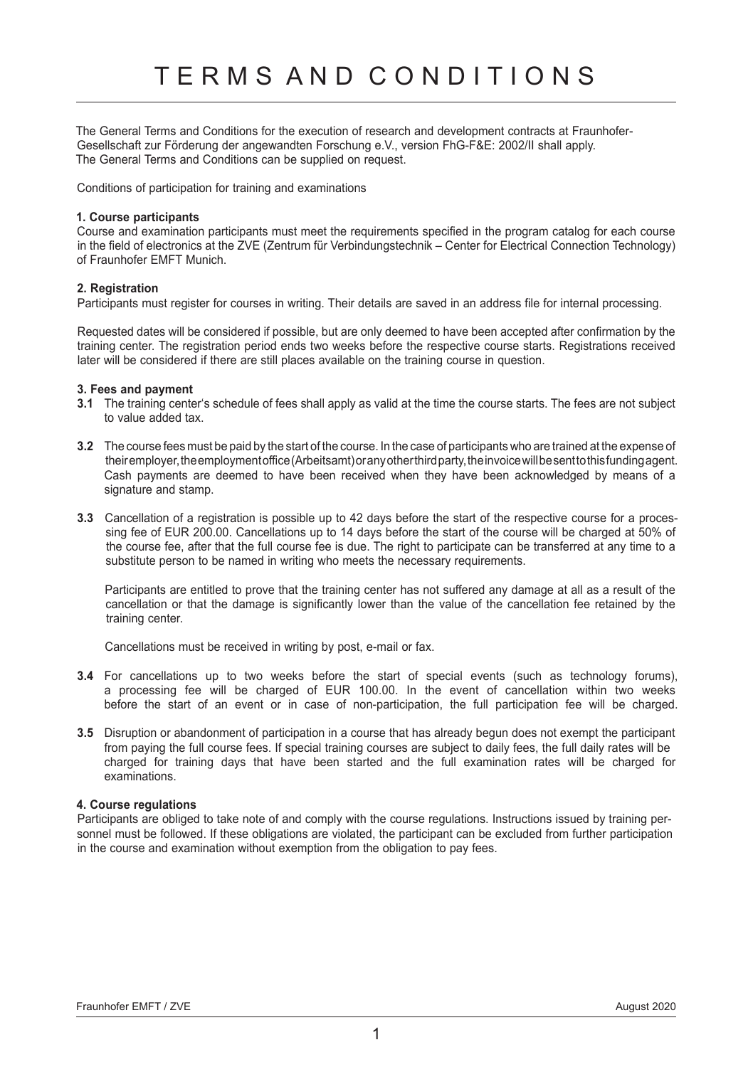# TERMS AND CONDITIONS

The General Terms and Conditions for the execution of research and development contracts at Fraunhofer-Gesellschaft zur Förderung der angewandten Forschung e.V., version FhG-F&E: 2002/II shall apply. The General Terms and Conditions can be supplied on request.

Conditions of participation for training and examinations

**1. Course participants**

Course and examination participants must meet the requirements specified in the program catalog for each course in the field of electronics at the ZVE (Zentrum für Verbindungstechnik – Center for Electrical Connection Technology) of Fraunhofer EMFT Munich.

**2. Registration**

Participants must register for courses in writing. Their details are saved in an address file for internal processing.

Requested dates will be considered if possible, but are only deemed to have been accepted after confirmation by the training center. The registration period ends two weeks before the respective course starts. Registrations received later will be considered if there are still places available on the training course in question.

**3. Fees and payment**

**3.1** The training center's schedule of fees shall apply as valid at the time the course starts. The fees are not subject to value added tax.

**3.2** The course fees must be paid by the start of the course. In the case of participants who are trained at the expense of their employer, the employment office (Arbeitsamt) or any other third party, the invoice will be sent to this funding agent. Cash payments are deemed to have been received when they have been acknowledged by means of a signature and stamp.

**3.3** Cancellation of a registration is possible up to 42 days before the start of the respective course for a processing fee of EUR 200.00. Cancellations up to 14 days before the start of the course will be charged at 50% of the course fee, after that the full course fee is due. The right to participate can be transferred at any time to a substitute person to be named in writing who meets the necessary requirements.

Participants are entitled to prove that the training center has not suffered any damage at all as a result of the cancellation or that the damage is significantly lower than the value of the cancellation fee retained by the training center.

Cancellations must be received in writing by post, e-mail or fax.

**3.4** For cancellations up to two weeks before the start of special events (such as technology forums), a processing fee will be charged of EUR 100.00. In the event of cancellation within two weeks before the start of an event or in case of non-participation, the full participation fee will be charged.

**3.5** Disruption or abandonment of participation in a course that has already begun does not exempt the participant from paying the full course fees. If special training courses are subject to daily fees, the full daily rates will be charged for training days that have been started and the full examination rates will be charged for examinations.

**4. Course regulations**

Participants are obliged to take note of and comply with the course regulations. Instructions issued by training personnel must be followed. If these obligations are violated, the participant can be excluded from further participation in the course and examination without exemption from the obligation to pay fees.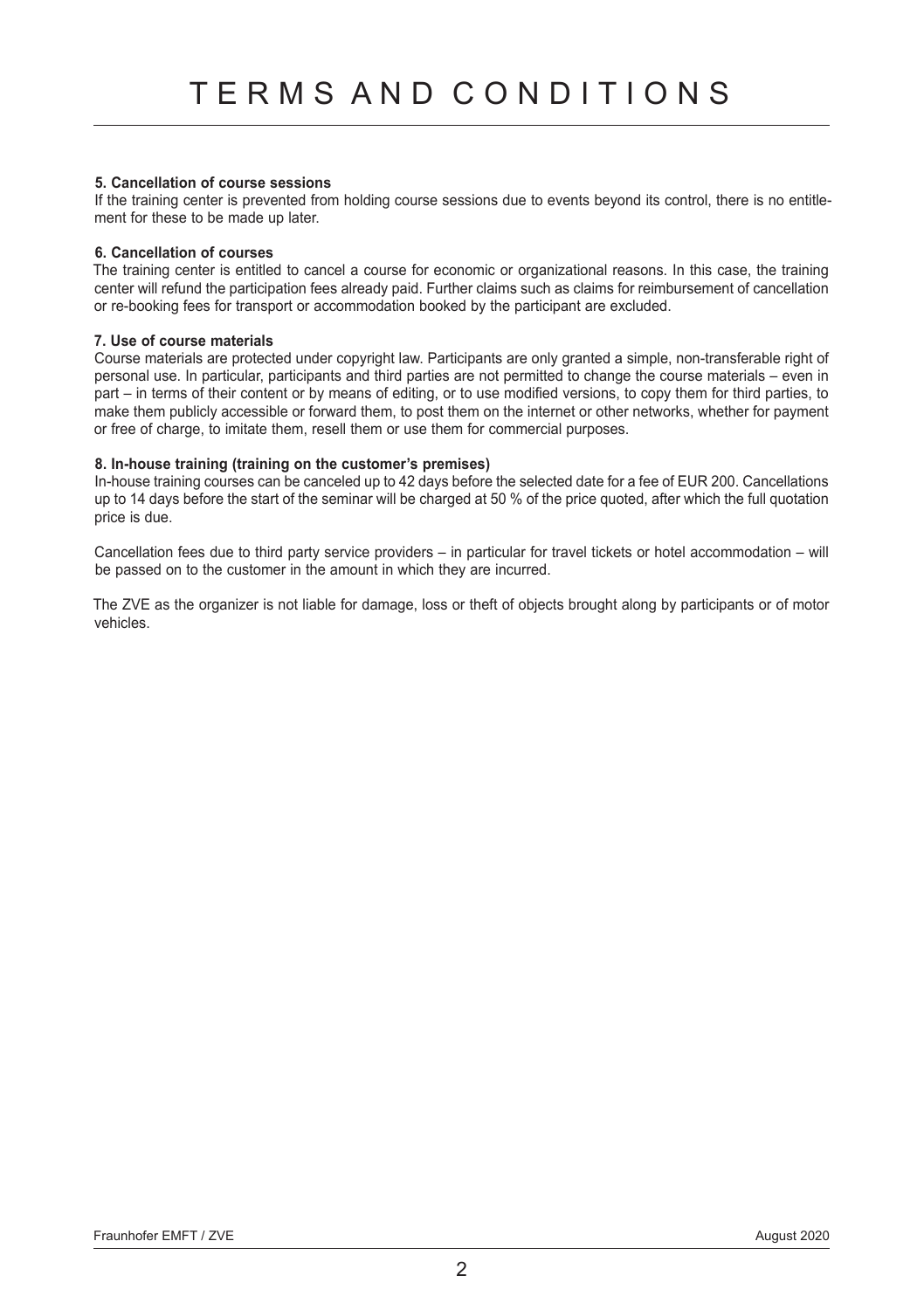# TERMS AND CONDITIONS

**5. Cancellation of course sessions**

If the training center is prevented from holding course sessions due to events beyond its control, there is no entitlement for these to be made up later.

**6. Cancellation of courses**

The training center is entitled to cancel a course for economic or organizational reasons. In this case, the training center will refund the participation fees already paid. Further claims such as claims for reimbursement of cancellation or re-booking fees for transport or accommodation booked by the participant are excluded.

**7. Use of course materials**

Course materials are protected under copyright law. Participants are only granted a simple, non-transferable right of personal use. In particular, participants and third parties are not permitted to change the course materials – even in part – in terms of their content or by means of editing, or to use modified versions, to copy them for third parties, to make them publicly accessible or forward them, to post them on the internet or other networks, whether for payment or free of charge, to imitate them, resell them or use them for commercial purposes.

**8. In-house training (training on the customer's premises)**

In-house training courses can be canceled up to 42 days before the selected date for a fee of EUR 200. Cancellations up to 14 days before the start of the seminar will be charged at 50 % of the price quoted, after which the full quotation price is due.

Cancellation fees due to third party service providers – in particular for travel tickets or hotel accommodation – will be passed on to the customer in the amount in which they are incurred.

The ZVE as the organizer is not liable for damage, loss or theft of objects brought along by participants or of motor vehicles.

Fraunhofer EMFT / ZVE August 2020